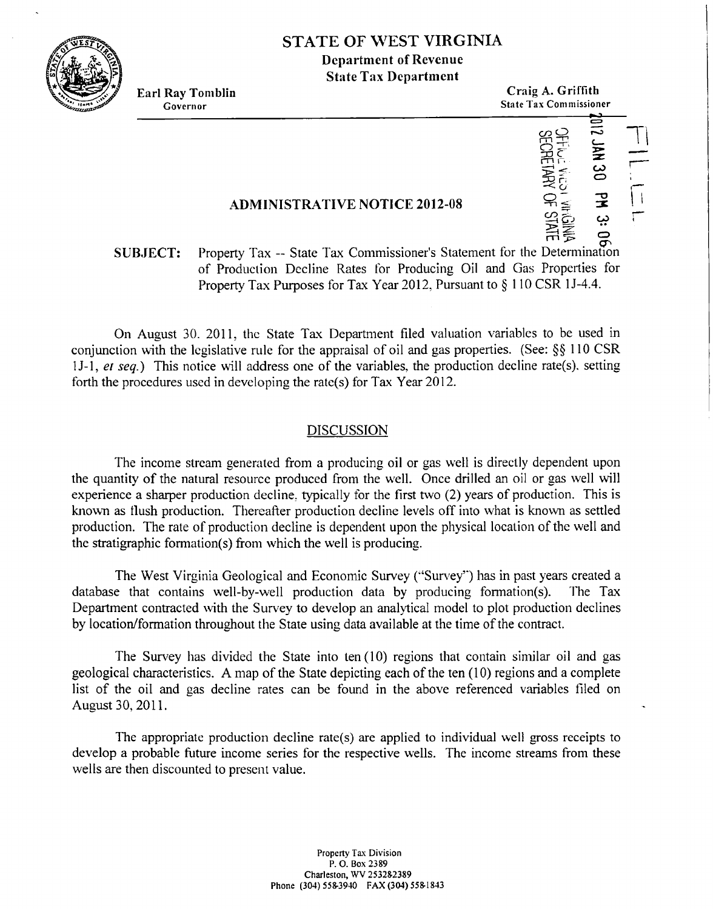# STATE OF WEST VIRGINIA

**Department of Revenue**
**State Tax Department**

**Earl Ray Tomblin**
Governor

**Craig A. Griffith**
State Tax Commissioner

2012 JAN 30 PM 3: 06
OFFICE WEST VIRGINIA
SECRETARY OF STATE

FILED

## ADMINISTRATIVE NOTICE 2012-08

**SUBJECT:** Property Tax -- State Tax Commissioner's Statement for the Determination of Production Decline Rates for Producing Oil and Gas Properties for Property Tax Purposes for Tax Year 2012, Pursuant to § 110 CSR 1J-4.4.

On August 30, 2011, the State Tax Department filed valuation variables to be used in conjunction with the legislative rule for the appraisal of oil and gas properties. (See: §§ 110 CSR 1J-1, *et seq.*) This notice will address one of the variables, the production decline rate(s), setting forth the procedures used in developing the rate(s) for Tax Year 2012.

### DISCUSSION

The income stream generated from a producing oil or gas well is directly dependent upon the quantity of the natural resource produced from the well. Once drilled an oil or gas well will experience a sharper production decline, typically for the first two (2) years of production. This is known as flush production. Thereafter production decline levels off into what is known as settled production. The rate of production decline is dependent upon the physical location of the well and the stratigraphic formation(s) from which the well is producing.

The West Virginia Geological and Economic Survey ("Survey") has in past years created a database that contains well-by-well production data by producing formation(s). The Tax Department contracted with the Survey to develop an analytical model to plot production declines by location/formation throughout the State using data available at the time of the contract.

The Survey has divided the State into ten (10) regions that contain similar oil and gas geological characteristics. A map of the State depicting each of the ten (10) regions and a complete list of the oil and gas decline rates can be found in the above referenced variables filed on August 30, 2011.

The appropriate production decline rate(s) are applied to individual well gross receipts to develop a probable future income series for the respective wells. The income streams from these wells are then discounted to present value.

Property Tax Division
P. O. Box 2389
Charleston, WV 253282389
Phone (304) 558-3940 FAX (304) 558-1843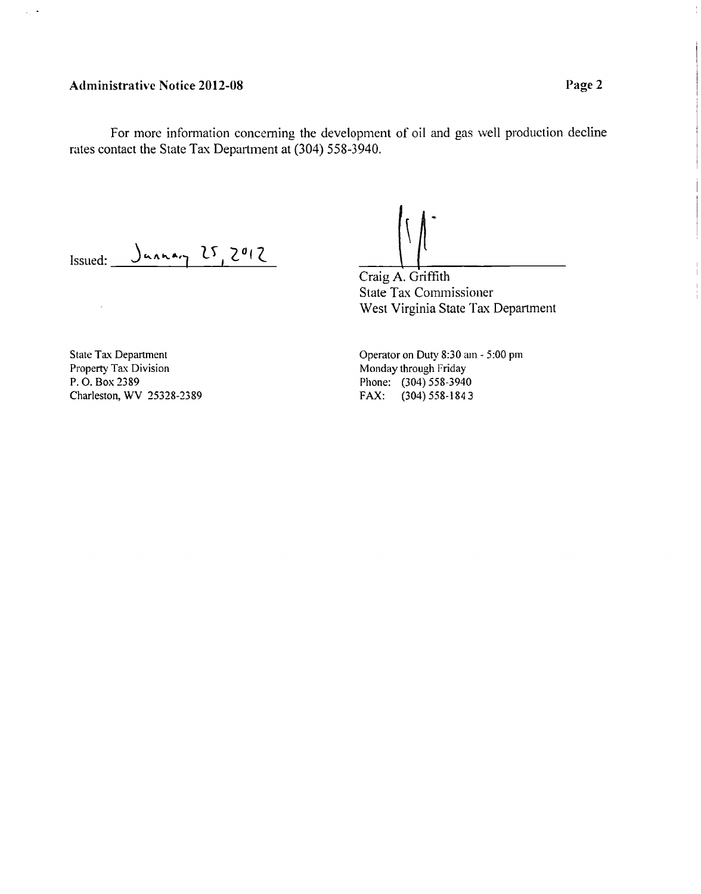For more information concerning the development of oil and gas well production decline rates contact the State Tax Department at (304) 558-3940.

Issued: January 25, 2012

Craig A. Griffith
State Tax Commissioner
West Virginia State Tax Department

State Tax Department
Property Tax Division
P. O. Box 2389
Charleston, WV 25328-2389

Operator on Duty 8:30 am - 5:00 pm
Monday through Friday
Phone: (304) 558-3940
FAX: (304) 558-1843